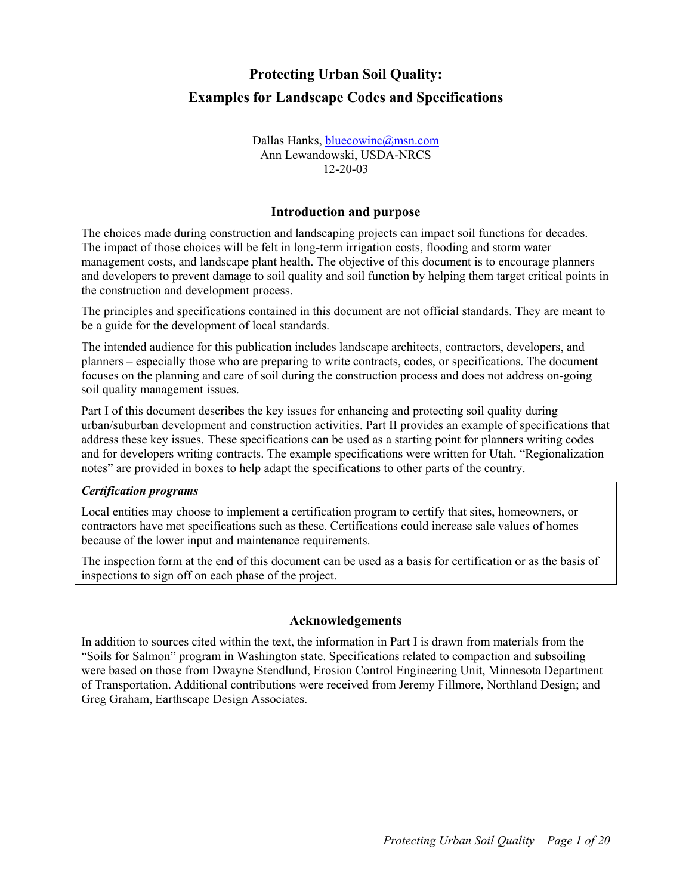# Protecting Urban Soil Quality:
# Examples for Landscape Codes and Specifications

Dallas Hanks, bluecowinc@msn.com
Ann Lewandowski, USDA-NRCS
12-20-03

## Introduction and purpose

The choices made during construction and landscaping projects can impact soil functions for decades. The impact of those choices will be felt in long-term irrigation costs, flooding and storm water management costs, and landscape plant health. The objective of this document is to encourage planners and developers to prevent damage to soil quality and soil function by helping them target critical points in the construction and development process.

The principles and specifications contained in this document are not official standards. They are meant to be a guide for the development of local standards.

The intended audience for this publication includes landscape architects, contractors, developers, and planners – especially those who are preparing to write contracts, codes, or specifications. The document focuses on the planning and care of soil during the construction process and does not address on-going soil quality management issues.

Part I of this document describes the key issues for enhancing and protecting soil quality during urban/suburban development and construction activities. Part II provides an example of specifications that address these key issues. These specifications can be used as a starting point for planners writing codes and for developers writing contracts. The example specifications were written for Utah. "Regionalization notes" are provided in boxes to help adapt the specifications to other parts of the country.

> ***Certification programs***
>
> Local entities may choose to implement a certification program to certify that sites, homeowners, or contractors have met specifications such as these. Certifications could increase sale values of homes because of the lower input and maintenance requirements.
>
> The inspection form at the end of this document can be used as a basis for certification or as the basis of inspections to sign off on each phase of the project.

## Acknowledgements

In addition to sources cited within the text, the information in Part I is drawn from materials from the "Soils for Salmon" program in Washington state. Specifications related to compaction and subsoiling were based on those from Dwayne Stendlund, Erosion Control Engineering Unit, Minnesota Department of Transportation. Additional contributions were received from Jeremy Fillmore, Northland Design; and Greg Graham, Earthscape Design Associates.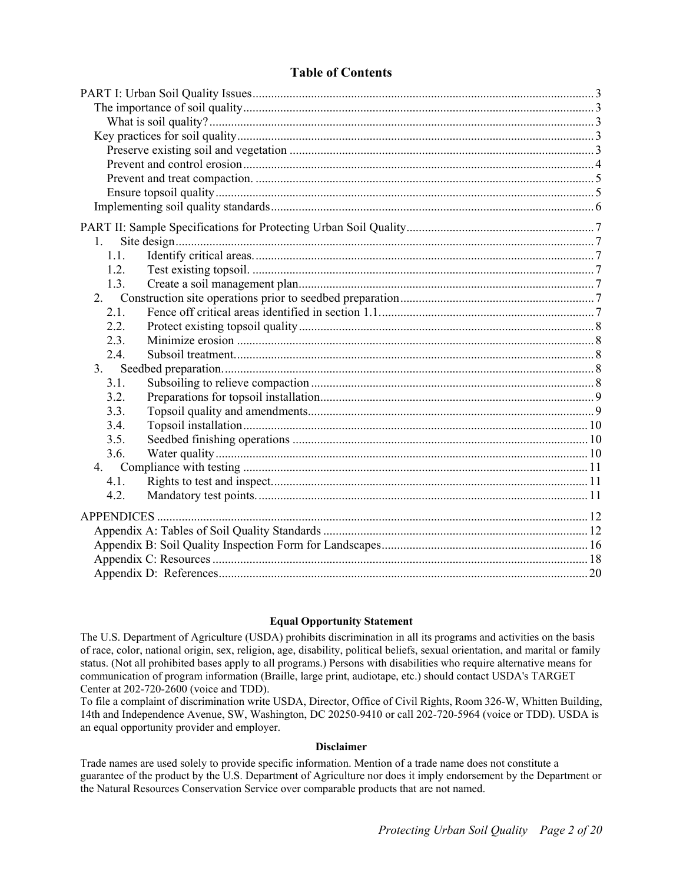## Table of Contents

PART I: Urban Soil Quality Issues ..... 3
- The importance of soil quality ..... 3
  - What is soil quality? ..... 3
- Key practices for soil quality ..... 3
  - Preserve existing soil and vegetation ..... 3
  - Prevent and control erosion ..... 4
  - Prevent and treat compaction. ..... 5
  - Ensure topsoil quality ..... 5
- Implementing soil quality standards ..... 6

PART II: Sample Specifications for Protecting Urban Soil Quality ..... 7
- 1. Site design ..... 7
  - 1.1. Identify critical areas. ..... 7
  - 1.2. Test existing topsoil. ..... 7
  - 1.3. Create a soil management plan ..... 7
- 2. Construction site operations prior to seedbed preparation ..... 7
  - 2.1. Fence off critical areas identified in section 1.1 ..... 7
  - 2.2. Protect existing topsoil quality ..... 8
  - 2.3. Minimize erosion ..... 8
  - 2.4. Subsoil treatment. ..... 8
- 3. Seedbed preparation. ..... 8
  - 3.1. Subsoiling to relieve compaction ..... 8
  - 3.2. Preparations for topsoil installation ..... 9
  - 3.3. Topsoil quality and amendments ..... 9
  - 3.4. Topsoil installation ..... 10
  - 3.5. Seedbed finishing operations ..... 10
  - 3.6. Water quality ..... 10
- 4. Compliance with testing ..... 11
  - 4.1. Rights to test and inspect. ..... 11
  - 4.2. Mandatory test points. ..... 11

APPENDICES ..... 12
- Appendix A: Tables of Soil Quality Standards ..... 12
- Appendix B: Soil Quality Inspection Form for Landscapes ..... 16
- Appendix C: Resources ..... 18
- Appendix D: References ..... 20

### Equal Opportunity Statement

The U.S. Department of Agriculture (USDA) prohibits discrimination in all its programs and activities on the basis of race, color, national origin, sex, religion, age, disability, political beliefs, sexual orientation, and marital or family status. (Not all prohibited bases apply to all programs.) Persons with disabilities who require alternative means for communication of program information (Braille, large print, audiotape, etc.) should contact USDA's TARGET Center at 202-720-2600 (voice and TDD).
To file a complaint of discrimination write USDA, Director, Office of Civil Rights, Room 326-W, Whitten Building, 14th and Independence Avenue, SW, Washington, DC 20250-9410 or call 202-720-5964 (voice or TDD). USDA is an equal opportunity provider and employer.

### Disclaimer

Trade names are used solely to provide specific information. Mention of a trade name does not constitute a guarantee of the product by the U.S. Department of Agriculture nor does it imply endorsement by the Department or the Natural Resources Conservation Service over comparable products that are not named.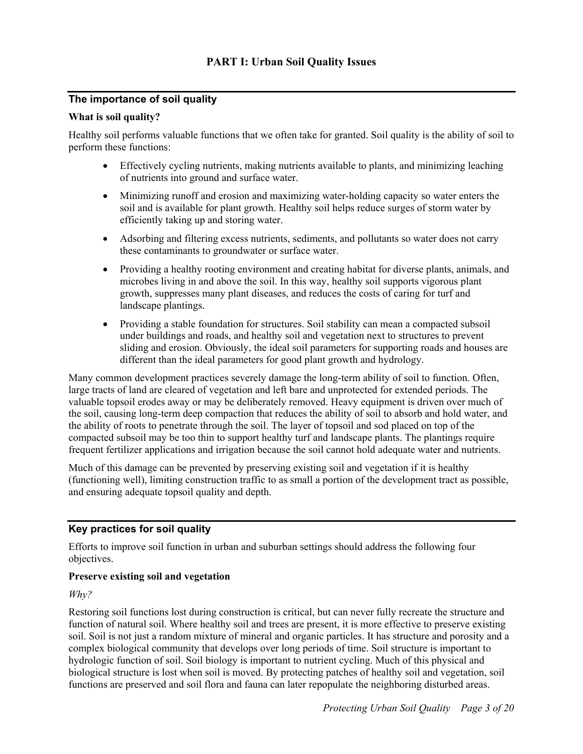# PART I: Urban Soil Quality Issues

## The importance of soil quality

### What is soil quality?

Healthy soil performs valuable functions that we often take for granted. Soil quality is the ability of soil to perform these functions:

- Effectively cycling nutrients, making nutrients available to plants, and minimizing leaching of nutrients into ground and surface water.
- Minimizing runoff and erosion and maximizing water-holding capacity so water enters the soil and is available for plant growth. Healthy soil helps reduce surges of storm water by efficiently taking up and storing water.
- Adsorbing and filtering excess nutrients, sediments, and pollutants so water does not carry these contaminants to groundwater or surface water.
- Providing a healthy rooting environment and creating habitat for diverse plants, animals, and microbes living in and above the soil. In this way, healthy soil supports vigorous plant growth, suppresses many plant diseases, and reduces the costs of caring for turf and landscape plantings.
- Providing a stable foundation for structures. Soil stability can mean a compacted subsoil under buildings and roads, and healthy soil and vegetation next to structures to prevent sliding and erosion. Obviously, the ideal soil parameters for supporting roads and houses are different than the ideal parameters for good plant growth and hydrology.

Many common development practices severely damage the long-term ability of soil to function. Often, large tracts of land are cleared of vegetation and left bare and unprotected for extended periods. The valuable topsoil erodes away or may be deliberately removed. Heavy equipment is driven over much of the soil, causing long-term deep compaction that reduces the ability of soil to absorb and hold water, and the ability of roots to penetrate through the soil. The layer of topsoil and sod placed on top of the compacted subsoil may be too thin to support healthy turf and landscape plants. The plantings require frequent fertilizer applications and irrigation because the soil cannot hold adequate water and nutrients.

Much of this damage can be prevented by preserving existing soil and vegetation if it is healthy (functioning well), limiting construction traffic to as small a portion of the development tract as possible, and ensuring adequate topsoil quality and depth.

## Key practices for soil quality

Efforts to improve soil function in urban and suburban settings should address the following four objectives.

### Preserve existing soil and vegetation

*Why?*

Restoring soil functions lost during construction is critical, but can never fully recreate the structure and function of natural soil. Where healthy soil and trees are present, it is more effective to preserve existing soil. Soil is not just a random mixture of mineral and organic particles. It has structure and porosity and a complex biological community that develops over long periods of time. Soil structure is important to hydrologic function of soil. Soil biology is important to nutrient cycling. Much of this physical and biological structure is lost when soil is moved. By protecting patches of healthy soil and vegetation, soil functions are preserved and soil flora and fauna can later repopulate the neighboring disturbed areas.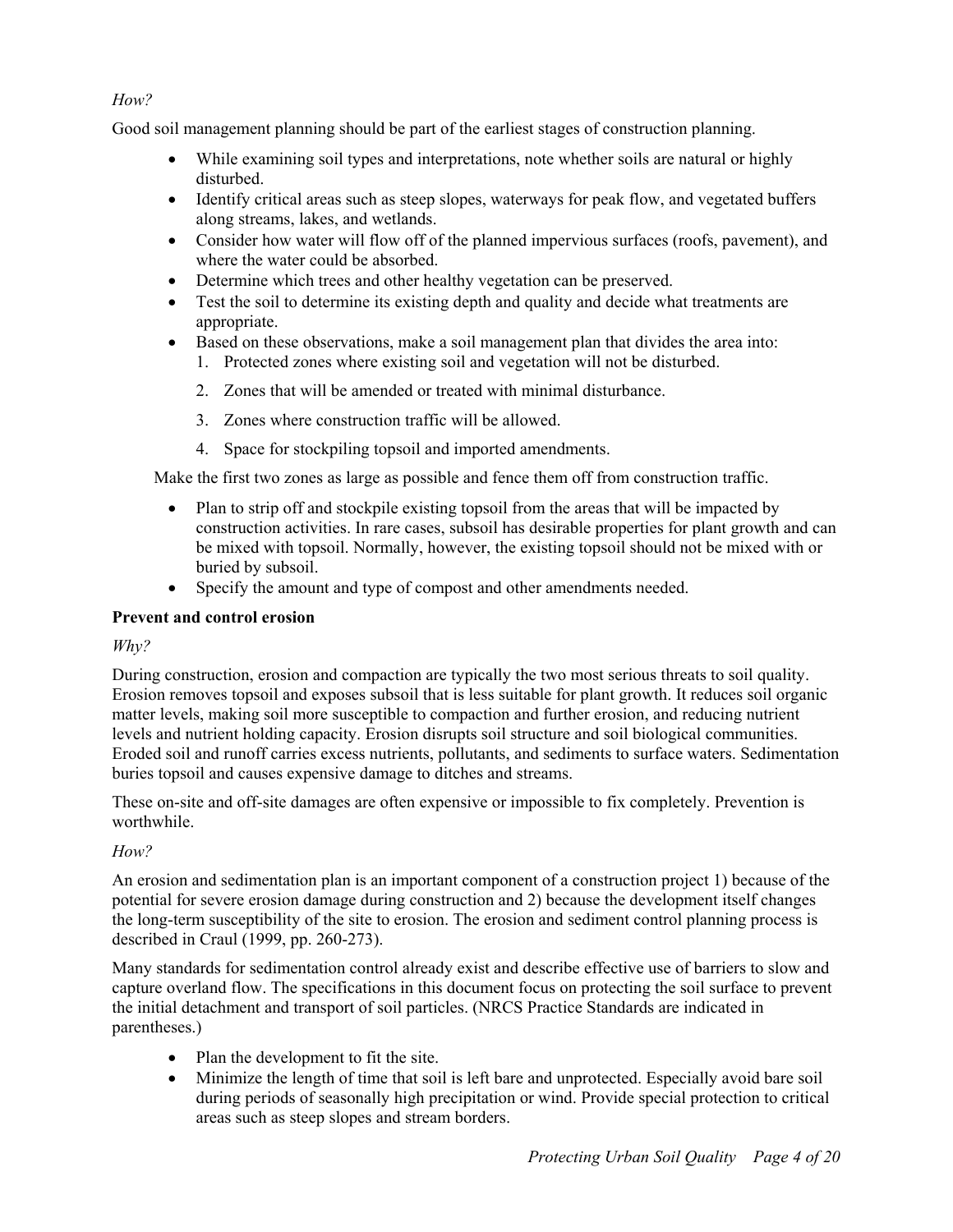*How?*

Good soil management planning should be part of the earliest stages of construction planning.

- While examining soil types and interpretations, note whether soils are natural or highly disturbed.
- Identify critical areas such as steep slopes, waterways for peak flow, and vegetated buffers along streams, lakes, and wetlands.
- Consider how water will flow off of the planned impervious surfaces (roofs, pavement), and where the water could be absorbed.
- Determine which trees and other healthy vegetation can be preserved.
- Test the soil to determine its existing depth and quality and decide what treatments are appropriate.
- Based on these observations, make a soil management plan that divides the area into:
  1. Protected zones where existing soil and vegetation will not be disturbed.
  2. Zones that will be amended or treated with minimal disturbance.
  3. Zones where construction traffic will be allowed.
  4. Space for stockpiling topsoil and imported amendments.

Make the first two zones as large as possible and fence them off from construction traffic.

- Plan to strip off and stockpile existing topsoil from the areas that will be impacted by construction activities. In rare cases, subsoil has desirable properties for plant growth and can be mixed with topsoil. Normally, however, the existing topsoil should not be mixed with or buried by subsoil.
- Specify the amount and type of compost and other amendments needed.

**Prevent and control erosion**

*Why?*

During construction, erosion and compaction are typically the two most serious threats to soil quality. Erosion removes topsoil and exposes subsoil that is less suitable for plant growth. It reduces soil organic matter levels, making soil more susceptible to compaction and further erosion, and reducing nutrient levels and nutrient holding capacity. Erosion disrupts soil structure and soil biological communities. Eroded soil and runoff carries excess nutrients, pollutants, and sediments to surface waters. Sedimentation buries topsoil and causes expensive damage to ditches and streams.

These on-site and off-site damages are often expensive or impossible to fix completely. Prevention is worthwhile.

*How?*

An erosion and sedimentation plan is an important component of a construction project 1) because of the potential for severe erosion damage during construction and 2) because the development itself changes the long-term susceptibility of the site to erosion. The erosion and sediment control planning process is described in Craul (1999, pp. 260-273).

Many standards for sedimentation control already exist and describe effective use of barriers to slow and capture overland flow. The specifications in this document focus on protecting the soil surface to prevent the initial detachment and transport of soil particles. (NRCS Practice Standards are indicated in parentheses.)

- Plan the development to fit the site.
- Minimize the length of time that soil is left bare and unprotected. Especially avoid bare soil during periods of seasonally high precipitation or wind. Provide special protection to critical areas such as steep slopes and stream borders.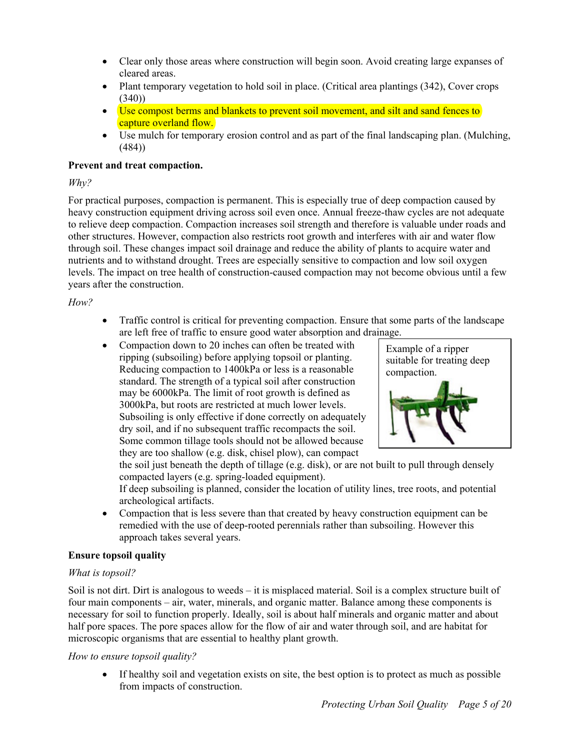- Clear only those areas where construction will begin soon. Avoid creating large expanses of cleared areas.
- Plant temporary vegetation to hold soil in place. (Critical area plantings (342), Cover crops (340))
- Use compost berms and blankets to prevent soil movement, and silt and sand fences to capture overland flow.
- Use mulch for temporary erosion control and as part of the final landscaping plan. (Mulching, (484))

**Prevent and treat compaction.**

*Why?*

For practical purposes, compaction is permanent. This is especially true of deep compaction caused by heavy construction equipment driving across soil even once. Annual freeze-thaw cycles are not adequate to relieve deep compaction. Compaction increases soil strength and therefore is valuable under roads and other structures. However, compaction also restricts root growth and interferes with air and water flow through soil. These changes impact soil drainage and reduce the ability of plants to acquire water and nutrients and to withstand drought. Trees are especially sensitive to compaction and low soil oxygen levels. The impact on tree health of construction-caused compaction may not become obvious until a few years after the construction.

*How?*

- Traffic control is critical for preventing compaction. Ensure that some parts of the landscape are left free of traffic to ensure good water absorption and drainage.
- Compaction down to 20 inches can often be treated with ripping (subsoiling) before applying topsoil or planting. Reducing compaction to 1400kPa or less is a reasonable standard. The strength of a typical soil after construction may be 6000kPa. The limit of root growth is defined as 3000kPa, but roots are restricted at much lower levels. Subsoiling is only effective if done correctly on adequately dry soil, and if no subsequent traffic recompacts the soil. Some common tillage tools should not be allowed because they are too shallow (e.g. disk, chisel plow), can compact the soil just beneath the depth of tillage (e.g. disk), or are not built to pull through densely compacted layers (e.g. spring-loaded equipment).
  If deep subsoiling is planned, consider the location of utility lines, tree roots, and potential archeological artifacts.
- Compaction that is less severe than that created by heavy construction equipment can be remedied with the use of deep-rooted perennials rather than subsoiling. However this approach takes several years.

Example of a ripper suitable for treating deep compaction.

**Ensure topsoil quality**

*What is topsoil?*

Soil is not dirt. Dirt is analogous to weeds – it is misplaced material. Soil is a complex structure built of four main components – air, water, minerals, and organic matter. Balance among these components is necessary for soil to function properly. Ideally, soil is about half minerals and organic matter and about half pore spaces. The pore spaces allow for the flow of air and water through soil, and are habitat for microscopic organisms that are essential to healthy plant growth.

*How to ensure topsoil quality?*

- If healthy soil and vegetation exists on site, the best option is to protect as much as possible from impacts of construction.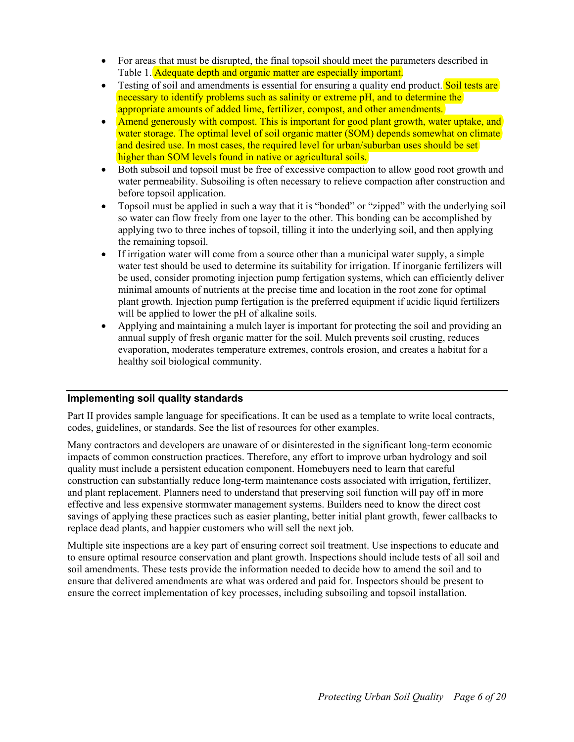- For areas that must be disrupted, the final topsoil should meet the parameters described in Table 1. Adequate depth and organic matter are especially important.
- Testing of soil and amendments is essential for ensuring a quality end product. Soil tests are necessary to identify problems such as salinity or extreme pH, and to determine the appropriate amounts of added lime, fertilizer, compost, and other amendments.
- Amend generously with compost. This is important for good plant growth, water uptake, and water storage. The optimal level of soil organic matter (SOM) depends somewhat on climate and desired use. In most cases, the required level for urban/suburban uses should be set higher than SOM levels found in native or agricultural soils.
- Both subsoil and topsoil must be free of excessive compaction to allow good root growth and water permeability. Subsoiling is often necessary to relieve compaction after construction and before topsoil application.
- Topsoil must be applied in such a way that it is "bonded" or "zipped" with the underlying soil so water can flow freely from one layer to the other. This bonding can be accomplished by applying two to three inches of topsoil, tilling it into the underlying soil, and then applying the remaining topsoil.
- If irrigation water will come from a source other than a municipal water supply, a simple water test should be used to determine its suitability for irrigation. If inorganic fertilizers will be used, consider promoting injection pump fertigation systems, which can efficiently deliver minimal amounts of nutrients at the precise time and location in the root zone for optimal plant growth. Injection pump fertigation is the preferred equipment if acidic liquid fertilizers will be applied to lower the pH of alkaline soils.
- Applying and maintaining a mulch layer is important for protecting the soil and providing an annual supply of fresh organic matter for the soil. Mulch prevents soil crusting, reduces evaporation, moderates temperature extremes, controls erosion, and creates a habitat for a healthy soil biological community.

## Implementing soil quality standards

Part II provides sample language for specifications. It can be used as a template to write local contracts, codes, guidelines, or standards. See the list of resources for other examples.

Many contractors and developers are unaware of or disinterested in the significant long-term economic impacts of common construction practices. Therefore, any effort to improve urban hydrology and soil quality must include a persistent education component. Homebuyers need to learn that careful construction can substantially reduce long-term maintenance costs associated with irrigation, fertilizer, and plant replacement. Planners need to understand that preserving soil function will pay off in more effective and less expensive stormwater management systems. Builders need to know the direct cost savings of applying these practices such as easier planting, better initial plant growth, fewer callbacks to replace dead plants, and happier customers who will sell the next job.

Multiple site inspections are a key part of ensuring correct soil treatment. Use inspections to educate and to ensure optimal resource conservation and plant growth. Inspections should include tests of all soil and soil amendments. These tests provide the information needed to decide how to amend the soil and to ensure that delivered amendments are what was ordered and paid for. Inspectors should be present to ensure the correct implementation of key processes, including subsoiling and topsoil installation.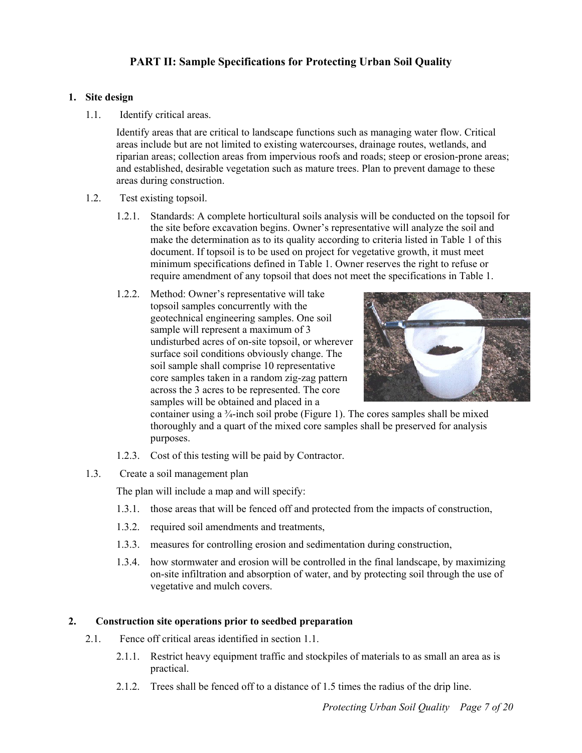## PART II: Sample Specifications for Protecting Urban Soil Quality

### 1. Site design

1.1. Identify critical areas.

Identify areas that are critical to landscape functions such as managing water flow. Critical areas include but are not limited to existing watercourses, drainage routes, wetlands, and riparian areas; collection areas from impervious roofs and roads; steep or erosion-prone areas; and established, desirable vegetation such as mature trees. Plan to prevent damage to these areas during construction.

1.2. Test existing topsoil.

1.2.1. Standards: A complete horticultural soils analysis will be conducted on the topsoil for the site before excavation begins. Owner's representative will analyze the soil and make the determination as to its quality according to criteria listed in Table 1 of this document. If topsoil is to be used on project for vegetative growth, it must meet minimum specifications defined in Table 1. Owner reserves the right to refuse or require amendment of any topsoil that does not meet the specifications in Table 1.

1.2.2. Method: Owner's representative will take topsoil samples concurrently with the geotechnical engineering samples. One soil sample will represent a maximum of 3 undisturbed acres of on-site topsoil, or wherever surface soil conditions obviously change. The soil sample shall comprise 10 representative core samples taken in a random zig-zag pattern across the 3 acres to be represented. The core samples will be obtained and placed in a container using a ¾-inch soil probe (Figure 1). The cores samples shall be mixed thoroughly and a quart of the mixed core samples shall be preserved for analysis purposes.

1.2.3. Cost of this testing will be paid by Contractor.

1.3. Create a soil management plan

The plan will include a map and will specify:

1.3.1. those areas that will be fenced off and protected from the impacts of construction,

1.3.2. required soil amendments and treatments,

1.3.3. measures for controlling erosion and sedimentation during construction,

1.3.4. how stormwater and erosion will be controlled in the final landscape, by maximizing on-site infiltration and absorption of water, and by protecting soil through the use of vegetative and mulch covers.

### 2. Construction site operations prior to seedbed preparation

2.1. Fence off critical areas identified in section 1.1.

2.1.1. Restrict heavy equipment traffic and stockpiles of materials to as small an area as is practical.

2.1.2. Trees shall be fenced off to a distance of 1.5 times the radius of the drip line.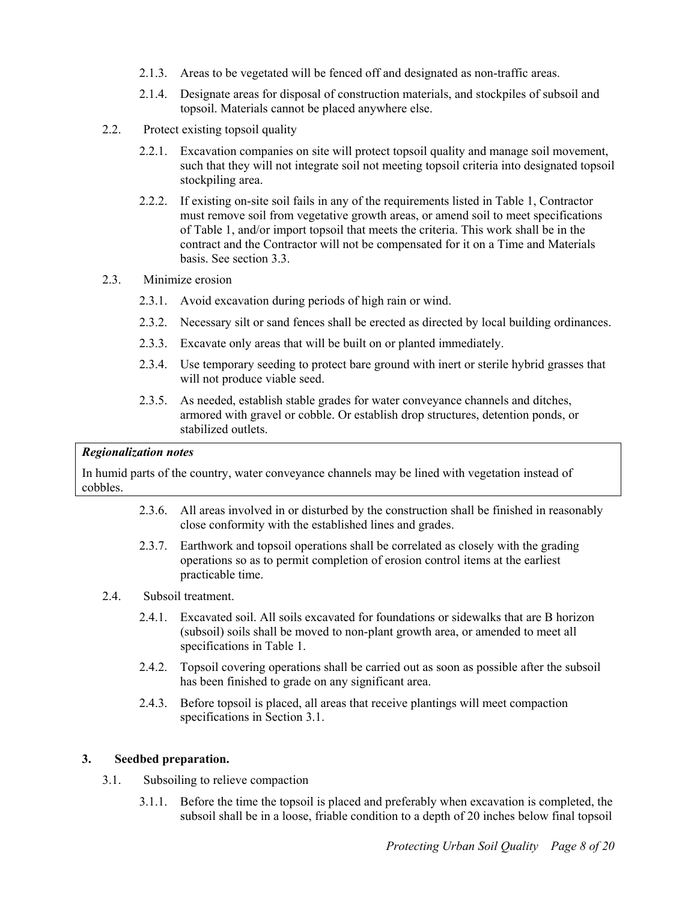2.1.3. Areas to be vegetated will be fenced off and designated as non-traffic areas.

2.1.4. Designate areas for disposal of construction materials, and stockpiles of subsoil and topsoil. Materials cannot be placed anywhere else.

2.2. Protect existing topsoil quality

2.2.1. Excavation companies on site will protect topsoil quality and manage soil movement, such that they will not integrate soil not meeting topsoil criteria into designated topsoil stockpiling area.

2.2.2. If existing on-site soil fails in any of the requirements listed in Table 1, Contractor must remove soil from vegetative growth areas, or amend soil to meet specifications of Table 1, and/or import topsoil that meets the criteria. This work shall be in the contract and the Contractor will not be compensated for it on a Time and Materials basis. See section 3.3.

2.3. Minimize erosion

2.3.1. Avoid excavation during periods of high rain or wind.

2.3.2. Necessary silt or sand fences shall be erected as directed by local building ordinances.

2.3.3. Excavate only areas that will be built on or planted immediately.

2.3.4. Use temporary seeding to protect bare ground with inert or sterile hybrid grasses that will not produce viable seed.

2.3.5. As needed, establish stable grades for water conveyance channels and ditches, armored with gravel or cobble. Or establish drop structures, detention ponds, or stabilized outlets.

***Regionalization notes***

In humid parts of the country, water conveyance channels may be lined with vegetation instead of cobbles.

2.3.6. All areas involved in or disturbed by the construction shall be finished in reasonably close conformity with the established lines and grades.

2.3.7. Earthwork and topsoil operations shall be correlated as closely with the grading operations so as to permit completion of erosion control items at the earliest practicable time.

2.4. Subsoil treatment.

2.4.1. Excavated soil. All soils excavated for foundations or sidewalks that are B horizon (subsoil) soils shall be moved to non-plant growth area, or amended to meet all specifications in Table 1.

2.4.2. Topsoil covering operations shall be carried out as soon as possible after the subsoil has been finished to grade on any significant area.

2.4.3. Before topsoil is placed, all areas that receive plantings will meet compaction specifications in Section 3.1.

## 3. Seedbed preparation.

3.1. Subsoiling to relieve compaction

3.1.1. Before the time the topsoil is placed and preferably when excavation is completed, the subsoil shall be in a loose, friable condition to a depth of 20 inches below final topsoil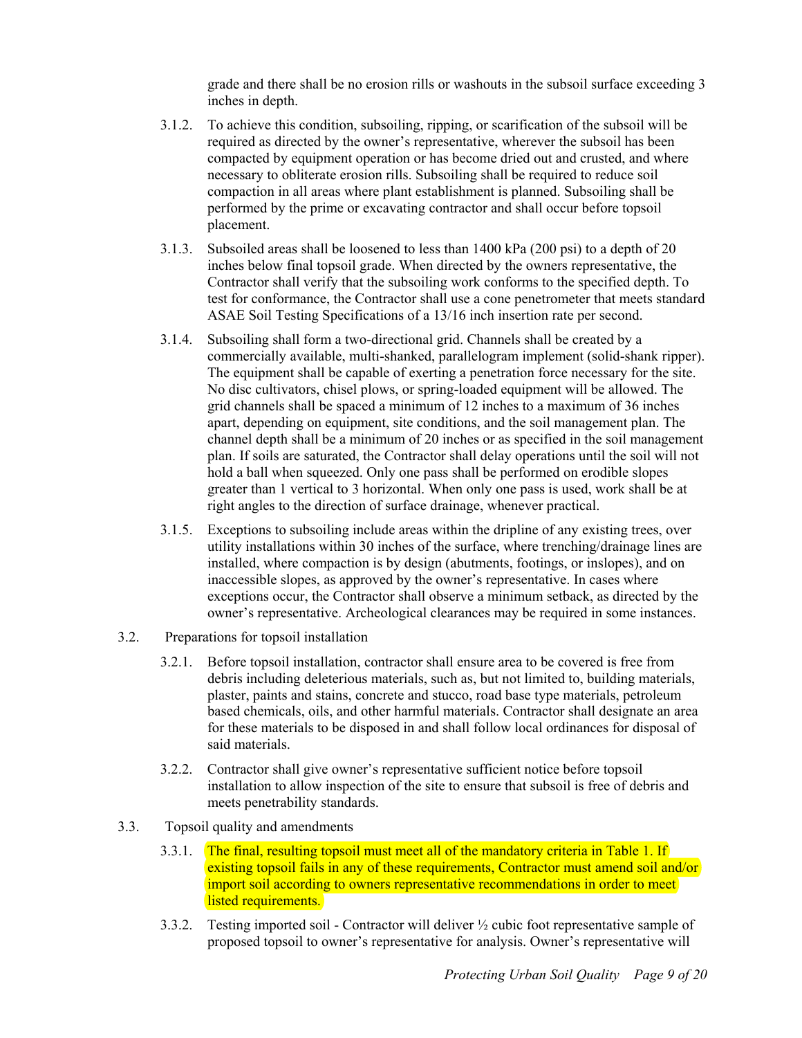grade and there shall be no erosion rills or washouts in the subsoil surface exceeding 3 inches in depth.

3.1.2. To achieve this condition, subsoiling, ripping, or scarification of the subsoil will be required as directed by the owner's representative, wherever the subsoil has been compacted by equipment operation or has become dried out and crusted, and where necessary to obliterate erosion rills. Subsoiling shall be required to reduce soil compaction in all areas where plant establishment is planned. Subsoiling shall be performed by the prime or excavating contractor and shall occur before topsoil placement.

3.1.3. Subsoiled areas shall be loosened to less than 1400 kPa (200 psi) to a depth of 20 inches below final topsoil grade. When directed by the owners representative, the Contractor shall verify that the subsoiling work conforms to the specified depth. To test for conformance, the Contractor shall use a cone penetrometer that meets standard ASAE Soil Testing Specifications of a 13/16 inch insertion rate per second.

3.1.4. Subsoiling shall form a two-directional grid. Channels shall be created by a commercially available, multi-shanked, parallelogram implement (solid-shank ripper). The equipment shall be capable of exerting a penetration force necessary for the site. No disc cultivators, chisel plows, or spring-loaded equipment will be allowed. The grid channels shall be spaced a minimum of 12 inches to a maximum of 36 inches apart, depending on equipment, site conditions, and the soil management plan. The channel depth shall be a minimum of 20 inches or as specified in the soil management plan. If soils are saturated, the Contractor shall delay operations until the soil will not hold a ball when squeezed. Only one pass shall be performed on erodible slopes greater than 1 vertical to 3 horizontal. When only one pass is used, work shall be at right angles to the direction of surface drainage, whenever practical.

3.1.5. Exceptions to subsoiling include areas within the dripline of any existing trees, over utility installations within 30 inches of the surface, where trenching/drainage lines are installed, where compaction is by design (abutments, footings, or inslopes), and on inaccessible slopes, as approved by the owner's representative. In cases where exceptions occur, the Contractor shall observe a minimum setback, as directed by the owner's representative. Archeological clearances may be required in some instances.

3.2. Preparations for topsoil installation

3.2.1. Before topsoil installation, contractor shall ensure area to be covered is free from debris including deleterious materials, such as, but not limited to, building materials, plaster, paints and stains, concrete and stucco, road base type materials, petroleum based chemicals, oils, and other harmful materials. Contractor shall designate an area for these materials to be disposed in and shall follow local ordinances for disposal of said materials.

3.2.2. Contractor shall give owner's representative sufficient notice before topsoil installation to allow inspection of the site to ensure that subsoil is free of debris and meets penetrability standards.

3.3. Topsoil quality and amendments

3.3.1. The final, resulting topsoil must meet all of the mandatory criteria in Table 1. If existing topsoil fails in any of these requirements, Contractor must amend soil and/or import soil according to owners representative recommendations in order to meet listed requirements.

3.3.2. Testing imported soil - Contractor will deliver ½ cubic foot representative sample of proposed topsoil to owner's representative for analysis. Owner's representative will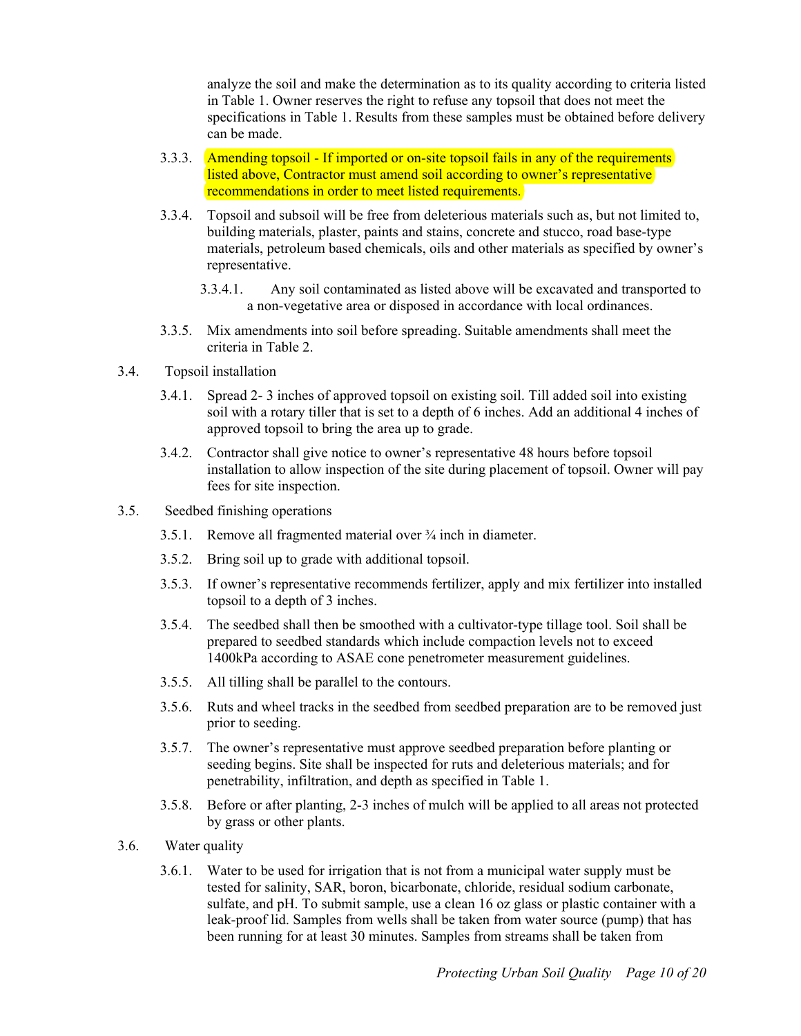analyze the soil and make the determination as to its quality according to criteria listed in Table 1. Owner reserves the right to refuse any topsoil that does not meet the specifications in Table 1. Results from these samples must be obtained before delivery can be made.

- 3.3.3. Amending topsoil - If imported or on-site topsoil fails in any of the requirements listed above, Contractor must amend soil according to owner's representative recommendations in order to meet listed requirements.
- 3.3.4. Topsoil and subsoil will be free from deleterious materials such as, but not limited to, building materials, plaster, paints and stains, concrete and stucco, road base-type materials, petroleum based chemicals, oils and other materials as specified by owner's representative.
  - 3.3.4.1. Any soil contaminated as listed above will be excavated and transported to a non-vegetative area or disposed in accordance with local ordinances.
- 3.3.5. Mix amendments into soil before spreading. Suitable amendments shall meet the criteria in Table 2.

3.4. Topsoil installation

- 3.4.1. Spread 2- 3 inches of approved topsoil on existing soil. Till added soil into existing soil with a rotary tiller that is set to a depth of 6 inches. Add an additional 4 inches of approved topsoil to bring the area up to grade.
- 3.4.2. Contractor shall give notice to owner's representative 48 hours before topsoil installation to allow inspection of the site during placement of topsoil. Owner will pay fees for site inspection.

3.5. Seedbed finishing operations

- 3.5.1. Remove all fragmented material over ¾ inch in diameter.
- 3.5.2. Bring soil up to grade with additional topsoil.
- 3.5.3. If owner's representative recommends fertilizer, apply and mix fertilizer into installed topsoil to a depth of 3 inches.
- 3.5.4. The seedbed shall then be smoothed with a cultivator-type tillage tool. Soil shall be prepared to seedbed standards which include compaction levels not to exceed 1400kPa according to ASAE cone penetrometer measurement guidelines.
- 3.5.5. All tilling shall be parallel to the contours.
- 3.5.6. Ruts and wheel tracks in the seedbed from seedbed preparation are to be removed just prior to seeding.
- 3.5.7. The owner's representative must approve seedbed preparation before planting or seeding begins. Site shall be inspected for ruts and deleterious materials; and for penetrability, infiltration, and depth as specified in Table 1.
- 3.5.8. Before or after planting, 2-3 inches of mulch will be applied to all areas not protected by grass or other plants.

3.6. Water quality

- 3.6.1. Water to be used for irrigation that is not from a municipal water supply must be tested for salinity, SAR, boron, bicarbonate, chloride, residual sodium carbonate, sulfate, and pH. To submit sample, use a clean 16 oz glass or plastic container with a leak-proof lid. Samples from wells shall be taken from water source (pump) that has been running for at least 30 minutes. Samples from streams shall be taken from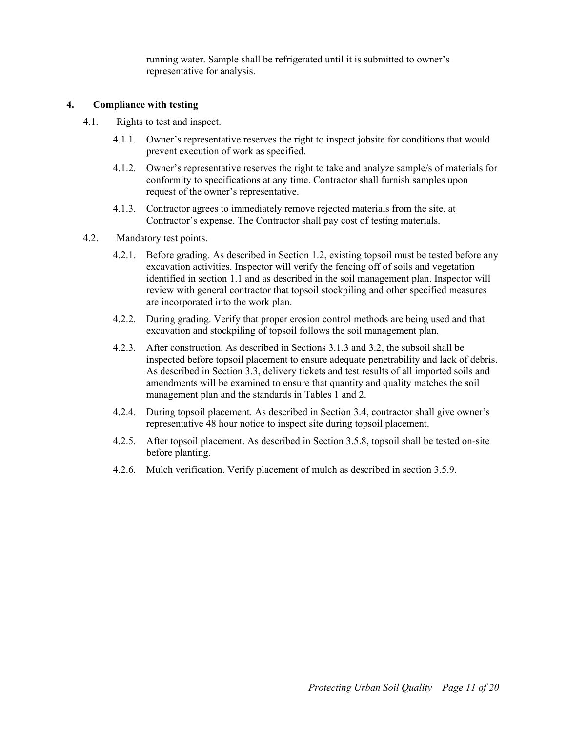running water. Sample shall be refrigerated until it is submitted to owner's representative for analysis.

## 4. Compliance with testing

4.1. Rights to test and inspect.

4.1.1. Owner's representative reserves the right to inspect jobsite for conditions that would prevent execution of work as specified.

4.1.2. Owner's representative reserves the right to take and analyze sample/s of materials for conformity to specifications at any time. Contractor shall furnish samples upon request of the owner's representative.

4.1.3. Contractor agrees to immediately remove rejected materials from the site, at Contractor's expense. The Contractor shall pay cost of testing materials.

4.2. Mandatory test points.

4.2.1. Before grading. As described in Section 1.2, existing topsoil must be tested before any excavation activities. Inspector will verify the fencing off of soils and vegetation identified in section 1.1 and as described in the soil management plan. Inspector will review with general contractor that topsoil stockpiling and other specified measures are incorporated into the work plan.

4.2.2. During grading. Verify that proper erosion control methods are being used and that excavation and stockpiling of topsoil follows the soil management plan.

4.2.3. After construction. As described in Sections 3.1.3 and 3.2, the subsoil shall be inspected before topsoil placement to ensure adequate penetrability and lack of debris. As described in Section 3.3, delivery tickets and test results of all imported soils and amendments will be examined to ensure that quantity and quality matches the soil management plan and the standards in Tables 1 and 2.

4.2.4. During topsoil placement. As described in Section 3.4, contractor shall give owner's representative 48 hour notice to inspect site during topsoil placement.

4.2.5. After topsoil placement. As described in Section 3.5.8, topsoil shall be tested on-site before planting.

4.2.6. Mulch verification. Verify placement of mulch as described in section 3.5.9.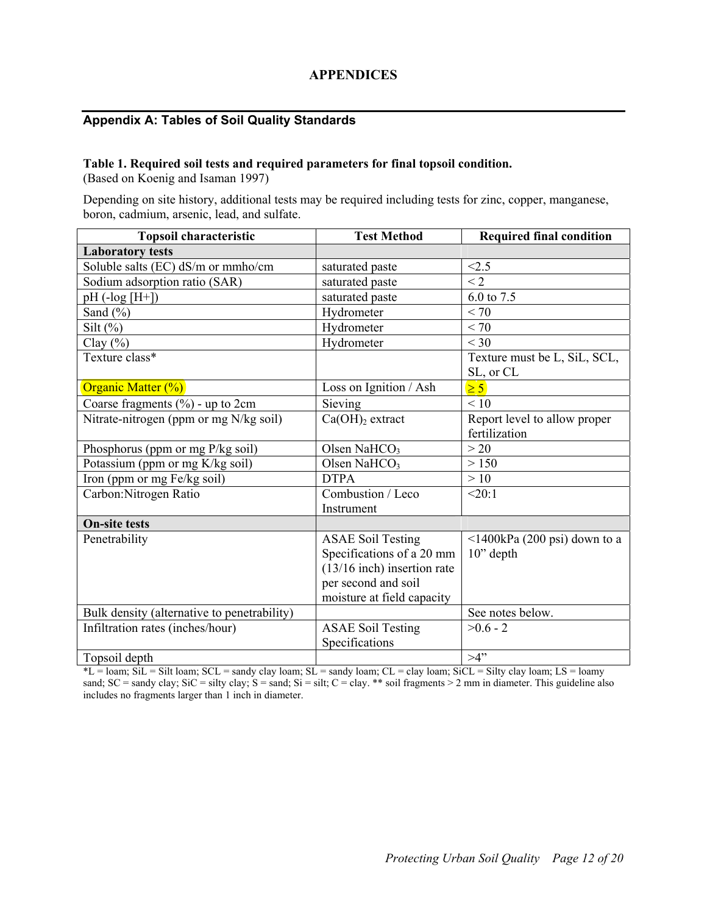# APPENDICES

## Appendix A: Tables of Soil Quality Standards

**Table 1. Required soil tests and required parameters for final topsoil condition.**
(Based on Koenig and Isaman 1997)

Depending on site history, additional tests may be required including tests for zinc, copper, manganese, boron, cadmium, arsenic, lead, and sulfate.

| Topsoil characteristic | Test Method | Required final condition |
|---|---|---|
| **Laboratory tests** | | |
| Soluble salts (EC) dS/m or mmho/cm | saturated paste | <2.5 |
| Sodium adsorption ratio (SAR) | saturated paste | < 2 |
| pH (-log [H+]) | saturated paste | 6.0 to 7.5 |
| Sand (%) | Hydrometer | < 70 |
| Silt (%) | Hydrometer | < 70 |
| Clay (%) | Hydrometer | < 30 |
| Texture class* | | Texture must be L, SiL, SCL, SL, or CL |
| Organic Matter (%) | Loss on Ignition / Ash | ≥ 5 |
| Coarse fragments (%) - up to 2cm | Sieving | < 10 |
| Nitrate-nitrogen (ppm or mg N/kg soil) | $Ca(OH)_2$ extract | Report level to allow proper fertilization |
| Phosphorus (ppm or mg P/kg soil) | Olsen $NaHCO_3$ | > 20 |
| Potassium (ppm or mg K/kg soil) | Olsen $NaHCO_3$ | > 150 |
| Iron (ppm or mg Fe/kg soil) | DTPA | > 10 |
| Carbon:Nitrogen Ratio | Combustion / Leco Instrument | <20:1 |
| **On-site tests** | | |
| Penetrability | ASAE Soil Testing Specifications of a 20 mm (13/16 inch) insertion rate per second and soil moisture at field capacity | <1400kPa (200 psi) down to a 10" depth |
| Bulk density (alternative to penetrability) | | See notes below. |
| Infiltration rates (inches/hour) | ASAE Soil Testing Specifications | >0.6 - 2 |
| Topsoil depth | | >4" |

*L = loam; SiL = Silt loam; SCL = sandy clay loam; SL = sandy loam; CL = clay loam; SiCL = Silty clay loam; LS = loamy sand; SC = sandy clay; SiC = silty clay; S = sand; Si = silt; C = clay. ** soil fragments > 2 mm in diameter. This guideline also includes no fragments larger than 1 inch in diameter.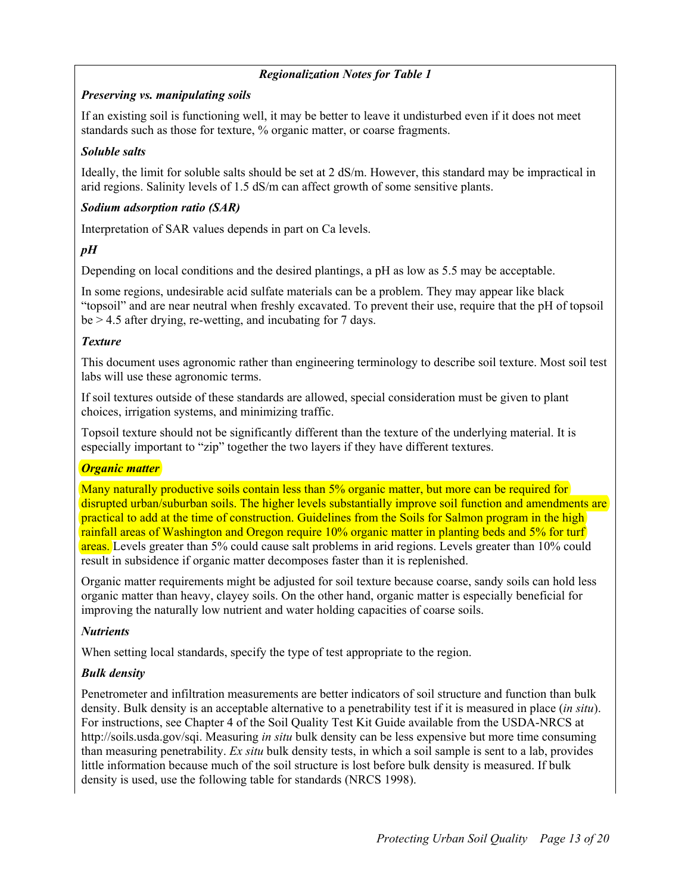### *Regionalization Notes for Table 1*

***Preserving vs. manipulating soils***

If an existing soil is functioning well, it may be better to leave it undisturbed even if it does not meet standards such as those for texture, % organic matter, or coarse fragments.

***Soluble salts***

Ideally, the limit for soluble salts should be set at 2 dS/m. However, this standard may be impractical in arid regions. Salinity levels of 1.5 dS/m can affect growth of some sensitive plants.

***Sodium adsorption ratio (SAR)***

Interpretation of SAR values depends in part on Ca levels.

***pH***

Depending on local conditions and the desired plantings, a pH as low as 5.5 may be acceptable.

In some regions, undesirable acid sulfate materials can be a problem. They may appear like black "topsoil" and are near neutral when freshly excavated. To prevent their use, require that the pH of topsoil be > 4.5 after drying, re-wetting, and incubating for 7 days.

***Texture***

This document uses agronomic rather than engineering terminology to describe soil texture. Most soil test labs will use these agronomic terms.

If soil textures outside of these standards are allowed, special consideration must be given to plant choices, irrigation systems, and minimizing traffic.

Topsoil texture should not be significantly different than the texture of the underlying material. It is especially important to "zip" together the two layers if they have different textures.

***Organic matter***

Many naturally productive soils contain less than 5% organic matter, but more can be required for disrupted urban/suburban soils. The higher levels substantially improve soil function and amendments are practical to add at the time of construction. Guidelines from the Soils for Salmon program in the high rainfall areas of Washington and Oregon require 10% organic matter in planting beds and 5% for turf areas. Levels greater than 5% could cause salt problems in arid regions. Levels greater than 10% could result in subsidence if organic matter decomposes faster than it is replenished.

Organic matter requirements might be adjusted for soil texture because coarse, sandy soils can hold less organic matter than heavy, clayey soils. On the other hand, organic matter is especially beneficial for improving the naturally low nutrient and water holding capacities of coarse soils.

***Nutrients***

When setting local standards, specify the type of test appropriate to the region.

***Bulk density***

Penetrometer and infiltration measurements are better indicators of soil structure and function than bulk density. Bulk density is an acceptable alternative to a penetrability test if it is measured in place (*in situ*). For instructions, see Chapter 4 of the Soil Quality Test Kit Guide available from the USDA-NRCS at http://soils.usda.gov/sqi. Measuring *in situ* bulk density can be less expensive but more time consuming than measuring penetrability. *Ex situ* bulk density tests, in which a soil sample is sent to a lab, provides little information because much of the soil structure is lost before bulk density is measured. If bulk density is used, use the following table for standards (NRCS 1998).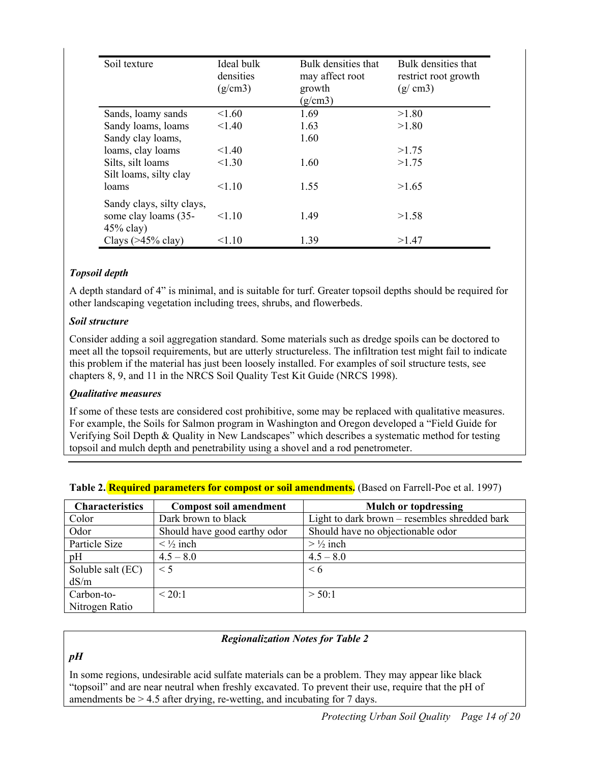| Soil texture | Ideal bulk densities (g/cm3) | Bulk densities that may affect root growth (g/cm3) | Bulk densities that restrict root growth (g/ cm3) |
|---|---|---|---|
| Sands, loamy sands | <1.60 | 1.69 | >1.80 |
| Sandy loams, loams | <1.40 | 1.63 | >1.80 |
| Sandy clay loams, loams, clay loams | <1.40 | 1.60 | >1.75 |
| Silts, silt loams | <1.30 | 1.60 | >1.75 |
| Silt loams, silty clay loams | <1.10 | 1.55 | >1.65 |
| Sandy clays, silty clays, some clay loams (35-45% clay) | <1.10 | 1.49 | >1.58 |
| Clays (>45% clay) | <1.10 | 1.39 | >1.47 |

***Topsoil depth***

A depth standard of 4" is minimal, and is suitable for turf. Greater topsoil depths should be required for other landscaping vegetation including trees, shrubs, and flowerbeds.

***Soil structure***

Consider adding a soil aggregation standard. Some materials such as dredge spoils can be doctored to meet all the topsoil requirements, but are utterly structureless. The infiltration test might fail to indicate this problem if the material has just been loosely installed. For examples of soil structure tests, see chapters 8, 9, and 11 in the NRCS Soil Quality Test Kit Guide (NRCS 1998).

***Qualitative measures***

If some of these tests are considered cost prohibitive, some may be replaced with qualitative measures. For example, the Soils for Salmon program in Washington and Oregon developed a "Field Guide for Verifying Soil Depth & Quality in New Landscapes" which describes a systematic method for testing topsoil and mulch depth and penetrability using a shovel and a rod penetrometer.

**Table 2. Required parameters for compost or soil amendments.** (Based on Farrell-Poe et al. 1997)

| Characteristics | Compost soil amendment | Mulch or topdressing |
|---|---|---|
| Color | Dark brown to black | Light to dark brown – resembles shredded bark |
| Odor | Should have good earthy odor | Should have no objectionable odor |
| Particle Size | < ½ inch | > ½ inch |
| pH | 4.5 – 8.0 | 4.5 – 8.0 |
| Soluble salt (EC) dS/m | < 5 | < 6 |
| Carbon-to-Nitrogen Ratio | < 20:1 | > 50:1 |

***Regionalization Notes for Table 2***

***pH***

In some regions, undesirable acid sulfate materials can be a problem. They may appear like black "topsoil" and are near neutral when freshly excavated. To prevent their use, require that the pH of amendments be > 4.5 after drying, re-wetting, and incubating for 7 days.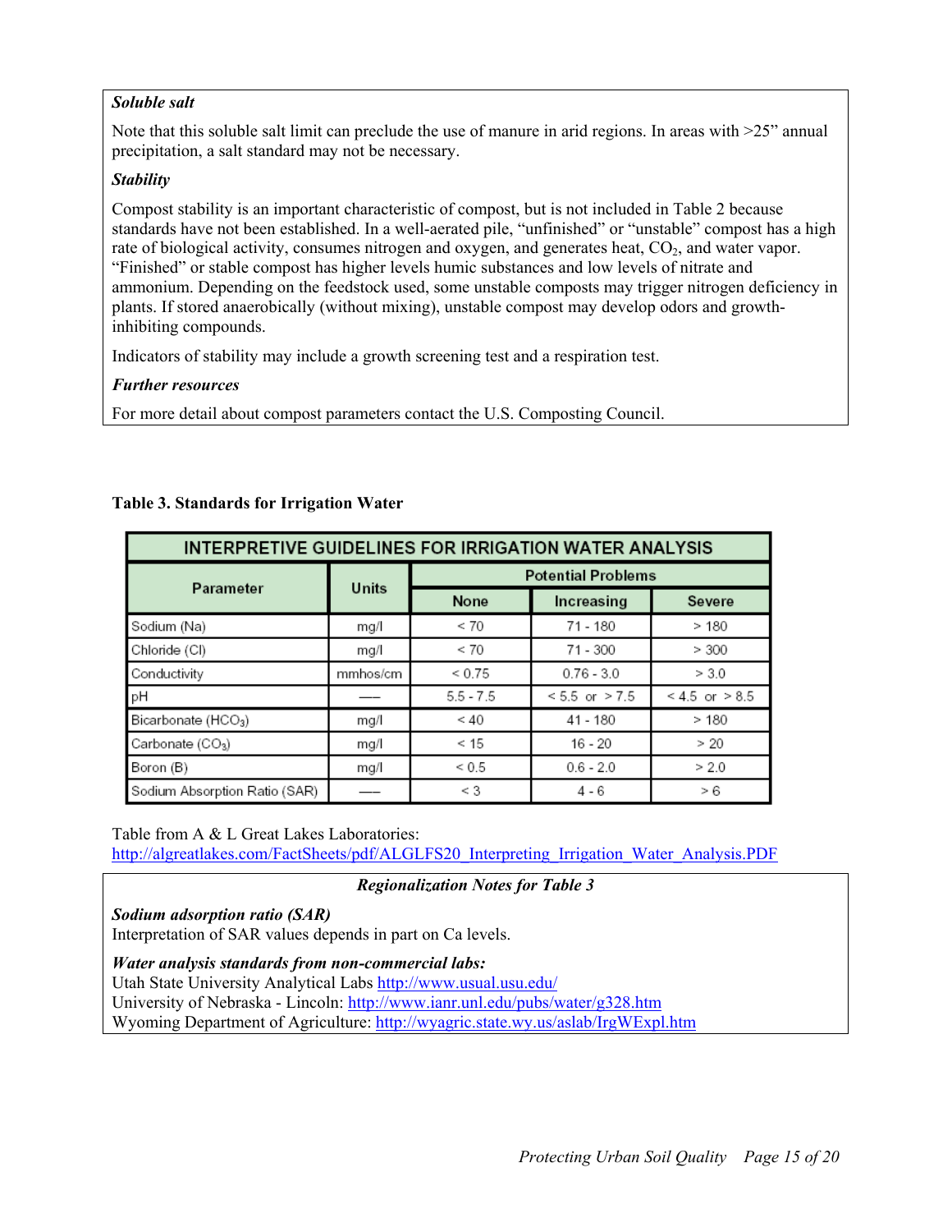***Soluble salt***

Note that this soluble salt limit can preclude the use of manure in arid regions. In areas with >25” annual precipitation, a salt standard may not be necessary.

***Stability***

Compost stability is an important characteristic of compost, but is not included in Table 2 because standards have not been established. In a well-aerated pile, “unfinished” or “unstable” compost has a high rate of biological activity, consumes nitrogen and oxygen, and generates heat, $CO_2$, and water vapor. “Finished” or stable compost has higher levels humic substances and low levels of nitrate and ammonium. Depending on the feedstock used, some unstable composts may trigger nitrogen deficiency in plants. If stored anaerobically (without mixing), unstable compost may develop odors and growth-inhibiting compounds.

Indicators of stability may include a growth screening test and a respiration test.

***Further resources***

For more detail about compost parameters contact the U.S. Composting Council.

**Table 3. Standards for Irrigation Water**

| INTERPRETIVE GUIDELINES FOR IRRIGATION WATER ANALYSIS | | | | |
|---|---|---|---|---|
| Parameter | Units | Potential Problems | | |
| | | None | Increasing | Severe |
| Sodium (Na) | mg/l | < 70 | 71 - 180 | > 180 |
| Chloride (Cl) | mg/l | < 70 | 71 - 300 | > 300 |
| Conductivity | mmhos/cm | < 0.75 | 0.76 - 3.0 | > 3.0 |
| pH | — | 5.5 - 7.5 | < 5.5 or > 7.5 | < 4.5 or > 8.5 |
| Bicarbonate ($HCO_3$) | mg/l | < 40 | 41 - 180 | > 180 |
| Carbonate ($CO_3$) | mg/l | < 15 | 16 - 20 | > 20 |
| Boron (B) | mg/l | < 0.5 | 0.6 - 2.0 | > 2.0 |
| Sodium Absorption Ratio (SAR) | — | < 3 | 4 - 6 | > 6 |

Table from A & L Great Lakes Laboratories:
http://algreatlakes.com/FactSheets/pdf/ALGLFS20_Interpreting_Irrigation_Water_Analysis.PDF

***Regionalization Notes for Table 3***

***Sodium adsorption ratio (SAR)***
Interpretation of SAR values depends in part on Ca levels.

***Water analysis standards from non-commercial labs:***
Utah State University Analytical Labs http://www.usual.usu.edu/
University of Nebraska - Lincoln: http://www.ianr.unl.edu/pubs/water/g328.htm
Wyoming Department of Agriculture: http://wyagric.state.wy.us/aslab/IrgWExpl.htm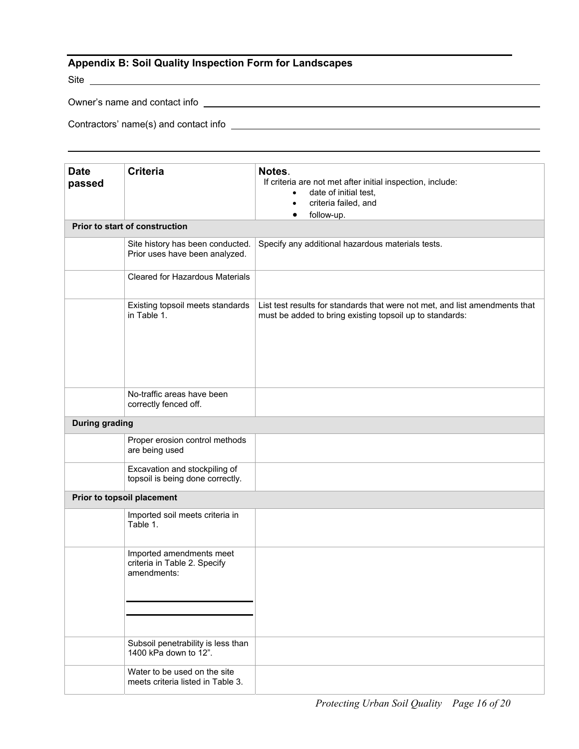## Appendix B: Soil Quality Inspection Form for Landscapes

Site ______________________________________________________________

Owner's name and contact info ______________________________________________

Contractors' name(s) and contact info ________________________________________

______________________________________________________________

| Date passed | Criteria | Notes. If criteria are not met after initial inspection, include: • date of initial test, • criteria failed, and • follow-up. |
|---|---|---|
| **Prior to start of construction** | | |
| | Site history has been conducted. Prior uses have been analyzed. | Specify any additional hazardous materials tests. |
| | Cleared for Hazardous Materials | |
| | Existing topsoil meets standards in Table 1. | List test results for standards that were not met, and list amendments that must be added to bring existing topsoil up to standards: |
| | No-traffic areas have been correctly fenced off. | |
| **During grading** | | |
| | Proper erosion control methods are being used | |
| | Excavation and stockpiling of topsoil is being done correctly. | |
| **Prior to topsoil placement** | | |
| | Imported soil meets criteria in Table 1. | |
| | Imported amendments meet criteria in Table 2. Specify amendments: ______________ ______________ | |
| | Subsoil penetrability is less than 1400 kPa down to 12". | |
| | Water to be used on the site meets criteria listed in Table 3. | |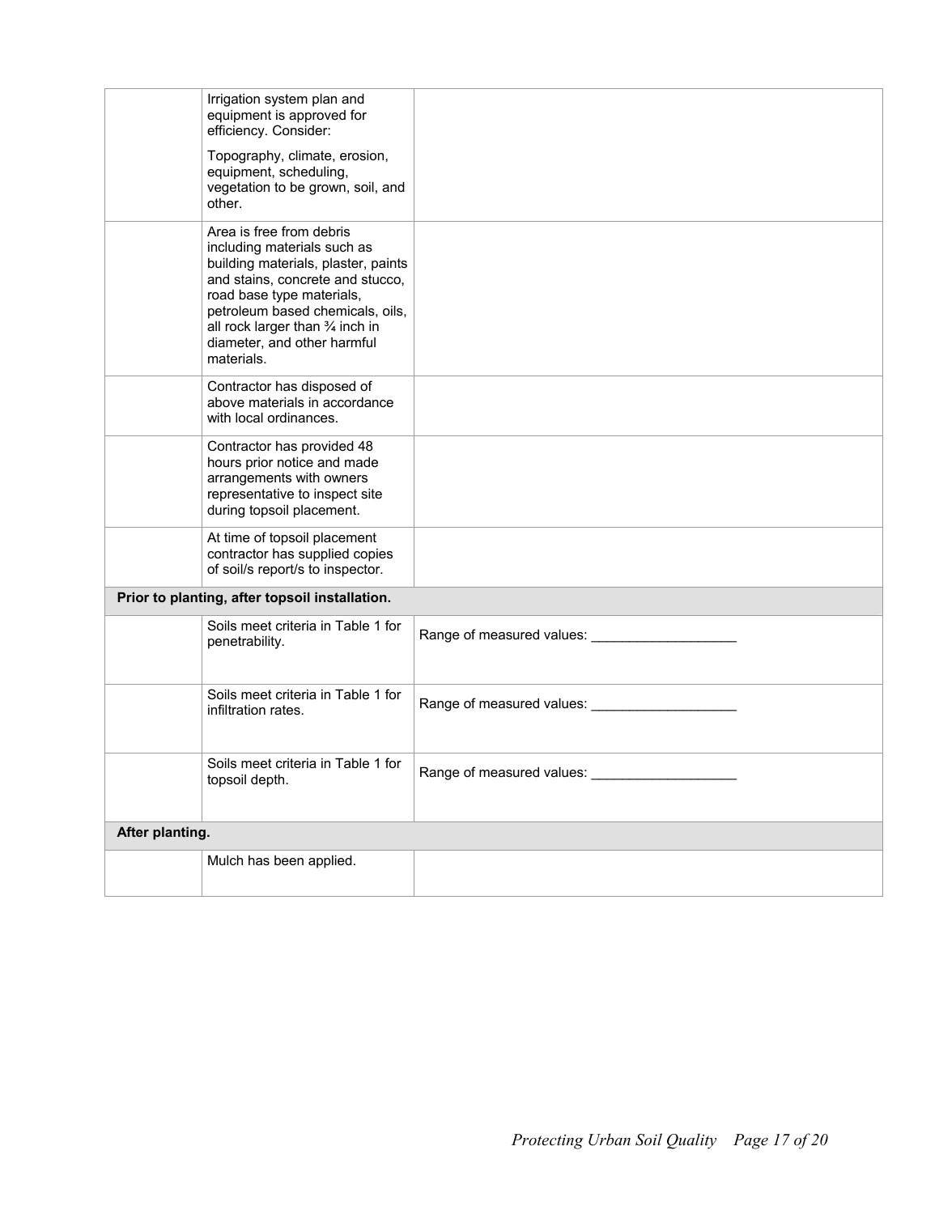| | | |
|---|---|---|
| | Irrigation system plan and equipment is approved for efficiency. Consider: Topography, climate, erosion, equipment, scheduling, vegetation to be grown, soil, and other. | |
| | Area is free from debris including materials such as building materials, plaster, paints and stains, concrete and stucco, road base type materials, petroleum based chemicals, oils, all rock larger than ¾ inch in diameter, and other harmful materials. | |
| | Contractor has disposed of above materials in accordance with local ordinances. | |
| | Contractor has provided 48 hours prior notice and made arrangements with owners representative to inspect site during topsoil placement. | |
| | At time of topsoil placement contractor has supplied copies of soil/s report/s to inspector. | |
| **Prior to planting, after topsoil installation.** | | |
| | Soils meet criteria in Table 1 for penetrability. | Range of measured values: ___________________ |
| | Soils meet criteria in Table 1 for infiltration rates. | Range of measured values: ___________________ |
| | Soils meet criteria in Table 1 for topsoil depth. | Range of measured values: ___________________ |
| **After planting.** | | |
| | Mulch has been applied. | |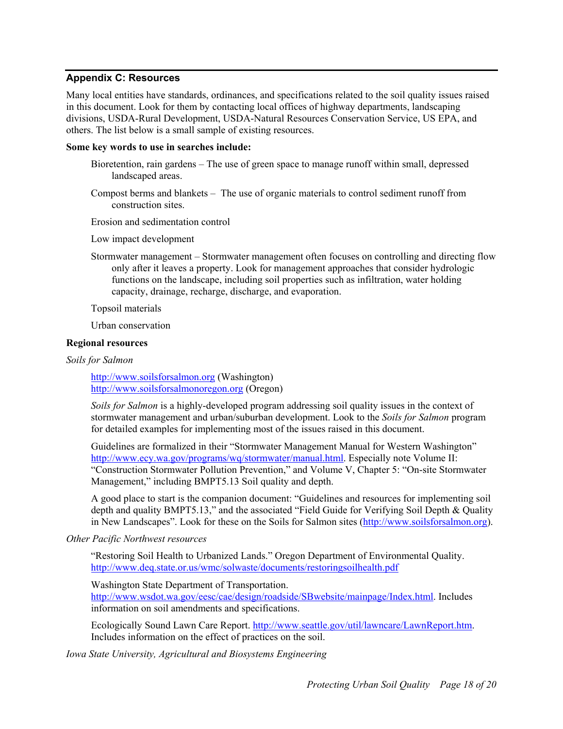## Appendix C: Resources

Many local entities have standards, ordinances, and specifications related to the soil quality issues raised in this document. Look for them by contacting local offices of highway departments, landscaping divisions, USDA-Rural Development, USDA-Natural Resources Conservation Service, US EPA, and others. The list below is a small sample of existing resources.

**Some key words to use in searches include:**

Bioretention, rain gardens – The use of green space to manage runoff within small, depressed landscaped areas.

Compost berms and blankets – The use of organic materials to control sediment runoff from construction sites.

Erosion and sedimentation control

Low impact development

Stormwater management – Stormwater management often focuses on controlling and directing flow only after it leaves a property. Look for management approaches that consider hydrologic functions on the landscape, including soil properties such as infiltration, water holding capacity, drainage, recharge, discharge, and evaporation.

Topsoil materials

Urban conservation

**Regional resources**

*Soils for Salmon*

http://www.soilsforsalmon.org (Washington)
http://www.soilsforsalmonoregon.org (Oregon)

*Soils for Salmon* is a highly-developed program addressing soil quality issues in the context of stormwater management and urban/suburban development. Look to the *Soils for Salmon* program for detailed examples for implementing most of the issues raised in this document.

Guidelines are formalized in their "Stormwater Management Manual for Western Washington" http://www.ecy.wa.gov/programs/wq/stormwater/manual.html. Especially note Volume II: "Construction Stormwater Pollution Prevention," and Volume V, Chapter 5: "On-site Stormwater Management," including BMPT5.13 Soil quality and depth.

A good place to start is the companion document: "Guidelines and resources for implementing soil depth and quality BMPT5.13," and the associated "Field Guide for Verifying Soil Depth & Quality in New Landscapes". Look for these on the Soils for Salmon sites (http://www.soilsforsalmon.org).

*Other Pacific Northwest resources*

"Restoring Soil Health to Urbanized Lands." Oregon Department of Environmental Quality. http://www.deq.state.or.us/wmc/solwaste/documents/restoringsoilhealth.pdf

Washington State Department of Transportation. http://www.wsdot.wa.gov/eesc/cae/design/roadside/SBwebsite/mainpage/Index.html. Includes information on soil amendments and specifications.

Ecologically Sound Lawn Care Report. http://www.seattle.gov/util/lawncare/LawnReport.htm. Includes information on the effect of practices on the soil.

*Iowa State University, Agricultural and Biosystems Engineering*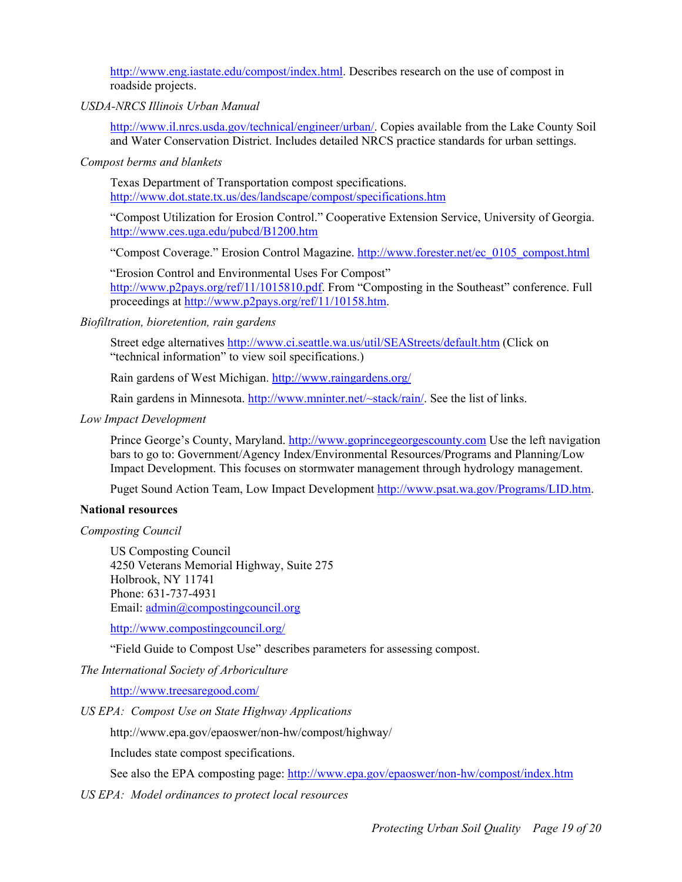http://www.eng.iastate.edu/compost/index.html. Describes research on the use of compost in roadside projects.

*USDA-NRCS Illinois Urban Manual*

http://www.il.nrcs.usda.gov/technical/engineer/urban/. Copies available from the Lake County Soil and Water Conservation District. Includes detailed NRCS practice standards for urban settings.

*Compost berms and blankets*

Texas Department of Transportation compost specifications. http://www.dot.state.tx.us/des/landscape/compost/specifications.htm

"Compost Utilization for Erosion Control." Cooperative Extension Service, University of Georgia. http://www.ces.uga.edu/pubcd/B1200.htm

"Compost Coverage." Erosion Control Magazine. http://www.forester.net/ec_0105_compost.html

"Erosion Control and Environmental Uses For Compost" http://www.p2pays.org/ref/11/1015810.pdf. From "Composting in the Southeast" conference. Full proceedings at http://www.p2pays.org/ref/11/10158.htm.

*Biofiltration, bioretention, rain gardens*

Street edge alternatives http://www.ci.seattle.wa.us/util/SEAStreets/default.htm (Click on "technical information" to view soil specifications.)

Rain gardens of West Michigan. http://www.raingardens.org/

Rain gardens in Minnesota. http://www.mninter.net/~stack/rain/. See the list of links.

*Low Impact Development*

Prince George's County, Maryland. http://www.goprincegeorgescounty.com Use the left navigation bars to go to: Government/Agency Index/Environmental Resources/Programs and Planning/Low Impact Development. This focuses on stormwater management through hydrology management.

Puget Sound Action Team, Low Impact Development http://www.psat.wa.gov/Programs/LID.htm.

**National resources**

*Composting Council*

US Composting Council
4250 Veterans Memorial Highway, Suite 275
Holbrook, NY 11741
Phone: 631-737-4931
Email: admin@compostingcouncil.org

http://www.compostingcouncil.org/

"Field Guide to Compost Use" describes parameters for assessing compost.

*The International Society of Arboriculture*

http://www.treesaregood.com/

*US EPA: Compost Use on State Highway Applications*

http://www.epa.gov/epaoswer/non-hw/compost/highway/

Includes state compost specifications.

See also the EPA composting page: http://www.epa.gov/epaoswer/non-hw/compost/index.htm

*US EPA: Model ordinances to protect local resources*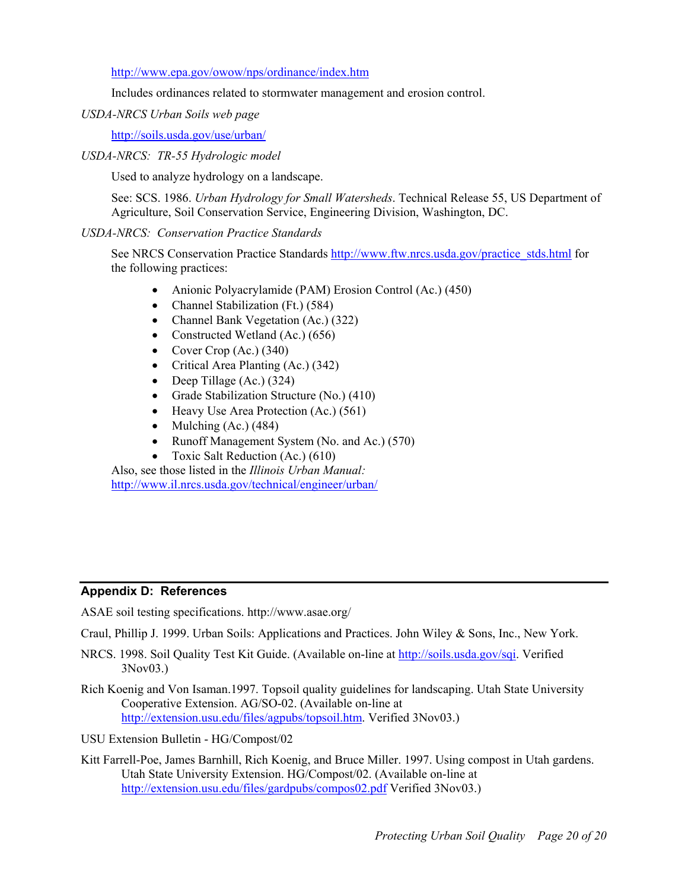http://www.epa.gov/owow/nps/ordinance/index.htm

Includes ordinances related to stormwater management and erosion control.

*USDA-NRCS Urban Soils web page*

http://soils.usda.gov/use/urban/

*USDA-NRCS: TR-55 Hydrologic model*

Used to analyze hydrology on a landscape.

See: SCS. 1986. *Urban Hydrology for Small Watersheds*. Technical Release 55, US Department of Agriculture, Soil Conservation Service, Engineering Division, Washington, DC.

*USDA-NRCS: Conservation Practice Standards*

See NRCS Conservation Practice Standards http://www.ftw.nrcs.usda.gov/practice_stds.html for the following practices:

- Anionic Polyacrylamide (PAM) Erosion Control (Ac.) (450)
- Channel Stabilization (Ft.) (584)
- Channel Bank Vegetation (Ac.) (322)
- Constructed Wetland (Ac.) (656)
- Cover Crop (Ac.) (340)
- Critical Area Planting (Ac.) (342)
- Deep Tillage (Ac.) (324)
- Grade Stabilization Structure (No.) (410)
- Heavy Use Area Protection (Ac.) (561)
- Mulching (Ac.) (484)
- Runoff Management System (No. and Ac.) (570)
- Toxic Salt Reduction (Ac.) (610)

Also, see those listed in the *Illinois Urban Manual:* http://www.il.nrcs.usda.gov/technical/engineer/urban/

## Appendix D: References

ASAE soil testing specifications. http://www.asae.org/

Craul, Phillip J. 1999. Urban Soils: Applications and Practices. John Wiley & Sons, Inc., New York.

NRCS. 1998. Soil Quality Test Kit Guide. (Available on-line at http://soils.usda.gov/sqi. Verified 3Nov03.)

Rich Koenig and Von Isaman.1997. Topsoil quality guidelines for landscaping. Utah State University Cooperative Extension. AG/SO-02. (Available on-line at http://extension.usu.edu/files/agpubs/topsoil.htm. Verified 3Nov03.)

USU Extension Bulletin - HG/Compost/02

Kitt Farrell-Poe, James Barnhill, Rich Koenig, and Bruce Miller. 1997. Using compost in Utah gardens. Utah State University Extension. HG/Compost/02. (Available on-line at http://extension.usu.edu/files/gardpubs/compos02.pdf Verified 3Nov03.)